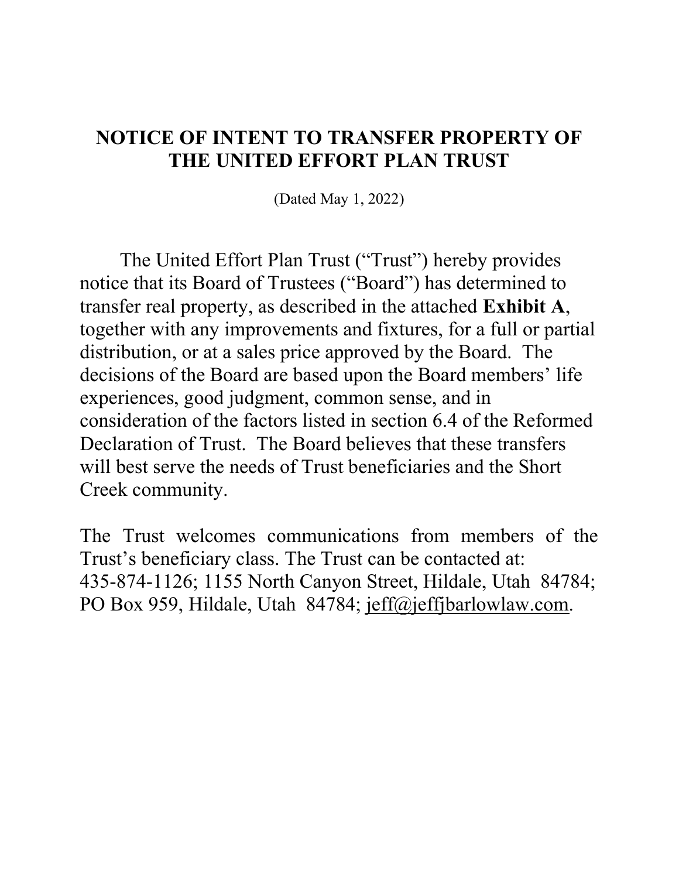# NOTICE OF INTENT TO TRANSFER PROPERTY OF THE UNITED EFFORT PLAN TRUST

(Dated May 1, 2022)

The United Effort Plan Trust ("Trust") hereby provides notice that its Board of Trustees ("Board") has determined to transfer real property, as described in the attached **Exhibit A**, together with any improvements and fixtures, for a full or partial distribution, or at a sales price approved by the Board. The decisions of the Board are based upon the Board members' life experiences, good judgment, common sense, and in consideration of the factors listed in section 6.4 of the Reformed Declaration of Trust. The Board believes that these transfers will best serve the needs of Trust beneficiaries and the Short Creek community.

The Trust welcomes communications from members of the Trust's beneficiary class. The Trust can be contacted at: 435-874-1126; 1155 North Canyon Street, Hildale, Utah 84784; PO Box 959, Hildale, Utah 84784; jeff@jeffjbarlowlaw.com.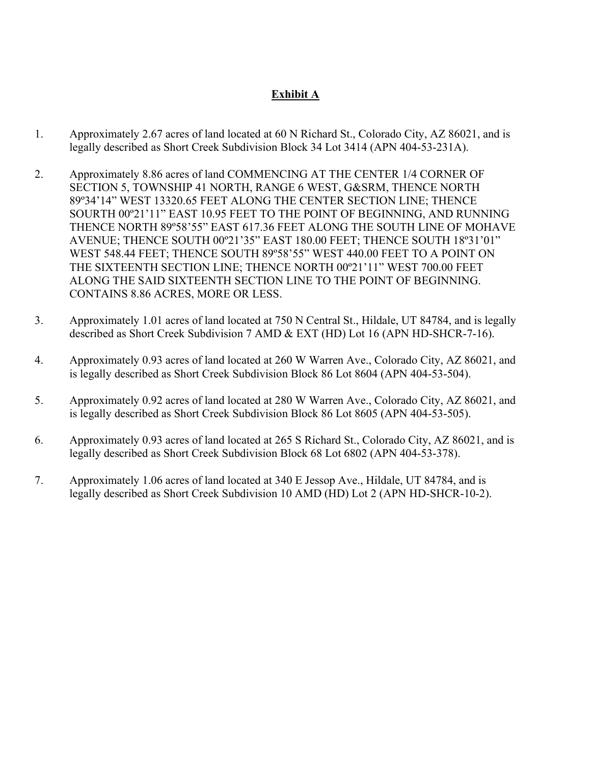**Exhibit A**

1. Approximately 2.67 acres of land located at 60 N Richard St., Colorado City, AZ 86021, and is legally described as Short Creek Subdivision Block 34 Lot 3414 (APN 404-53-231A).

2. Approximately 8.86 acres of land COMMENCING AT THE CENTER 1/4 CORNER OF SECTION 5, TOWNSHIP 41 NORTH, RANGE 6 WEST, G&SRM, THENCE NORTH 89º34'14" WEST 13320.65 FEET ALONG THE CENTER SECTION LINE; THENCE SOURTH 00º21'11" EAST 10.95 FEET TO THE POINT OF BEGINNING, AND RUNNING THENCE NORTH 89º58'55" EAST 617.36 FEET ALONG THE SOUTH LINE OF MOHAVE AVENUE; THENCE SOUTH 00º21'35" EAST 180.00 FEET; THENCE SOUTH 18º31'01" WEST 548.44 FEET; THENCE SOUTH 89º58'55" WEST 440.00 FEET TO A POINT ON THE SIXTEENTH SECTION LINE; THENCE NORTH 00º21'11" WEST 700.00 FEET ALONG THE SAID SIXTEENTH SECTION LINE TO THE POINT OF BEGINNING. CONTAINS 8.86 ACRES, MORE OR LESS.

3. Approximately 1.01 acres of land located at 750 N Central St., Hildale, UT 84784, and is legally described as Short Creek Subdivision 7 AMD & EXT (HD) Lot 16 (APN HD-SHCR-7-16).

4. Approximately 0.93 acres of land located at 260 W Warren Ave., Colorado City, AZ 86021, and is legally described as Short Creek Subdivision Block 86 Lot 8604 (APN 404-53-504).

5. Approximately 0.92 acres of land located at 280 W Warren Ave., Colorado City, AZ 86021, and is legally described as Short Creek Subdivision Block 86 Lot 8605 (APN 404-53-505).

6. Approximately 0.93 acres of land located at 265 S Richard St., Colorado City, AZ 86021, and is legally described as Short Creek Subdivision Block 68 Lot 6802 (APN 404-53-378).

7. Approximately 1.06 acres of land located at 340 E Jessop Ave., Hildale, UT 84784, and is legally described as Short Creek Subdivision 10 AMD (HD) Lot 2 (APN HD-SHCR-10-2).